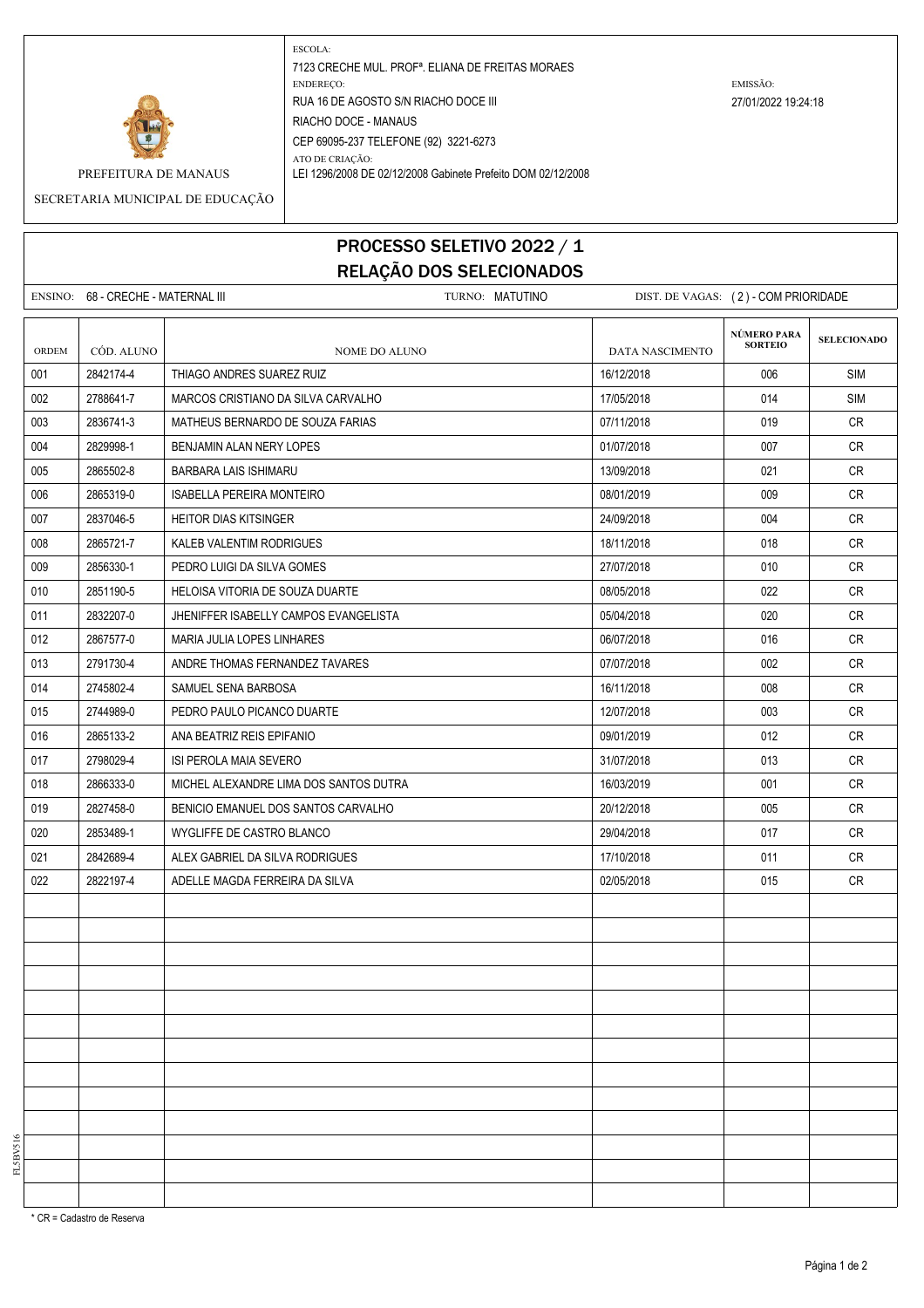PREFEITURA DE MANAUS

SECRETARIA MUNICIPAL DE EDUCAÇÃO

ESCOLA:
7123 CRECHE MUL. PROFª. ELIANA DE FREITAS MORAES

ENDEREÇO:
RUA 16 DE AGOSTO S/N RIACHO DOCE III
RIACHO DOCE - MANAUS
CEP 69095-237 TELEFONE (92) 3221-6273

ATO DE CRIAÇÃO:
LEI 1296/2008 DE 02/12/2008 Gabinete Prefeito DOM 02/12/2008

EMISSÃO:
27/01/2022 19:24:18

# PROCESSO SELETIVO 2022 / 1
## RELAÇÃO DOS SELECIONADOS

ENSINO: 68 - CRECHE - MATERNAL III    TURNO: MATUTINO    DIST. DE VAGAS: ( 2 ) - COM PRIORIDADE

| ORDEM | CÓD. ALUNO | NOME DO ALUNO | DATA NASCIMENTO | NÚMERO PARA SORTEIO | SELECIONADO |
|---|---|---|---|---|---|
| 001 | 2842174-4 | THIAGO ANDRES SUAREZ RUIZ | 16/12/2018 | 006 | SIM |
| 002 | 2788641-7 | MARCOS CRISTIANO DA SILVA CARVALHO | 17/05/2018 | 014 | SIM |
| 003 | 2836741-3 | MATHEUS BERNARDO DE SOUZA FARIAS | 07/11/2018 | 019 | CR |
| 004 | 2829998-1 | BENJAMIN ALAN NERY LOPES | 01/07/2018 | 007 | CR |
| 005 | 2865502-8 | BARBARA LAIS ISHIMARU | 13/09/2018 | 021 | CR |
| 006 | 2865319-0 | ISABELLA PEREIRA MONTEIRO | 08/01/2019 | 009 | CR |
| 007 | 2837046-5 | HEITOR DIAS KITSINGER | 24/09/2018 | 004 | CR |
| 008 | 2865721-7 | KALEB VALENTIM RODRIGUES | 18/11/2018 | 018 | CR |
| 009 | 2856330-1 | PEDRO LUIGI DA SILVA GOMES | 27/07/2018 | 010 | CR |
| 010 | 2851190-5 | HELOISA VITORIA DE SOUZA DUARTE | 08/05/2018 | 022 | CR |
| 011 | 2832207-0 | JHENIFFER ISABELLY CAMPOS EVANGELISTA | 05/04/2018 | 020 | CR |
| 012 | 2867577-0 | MARIA JULIA LOPES LINHARES | 06/07/2018 | 016 | CR |
| 013 | 2791730-4 | ANDRE THOMAS FERNANDEZ TAVARES | 07/07/2018 | 002 | CR |
| 014 | 2745802-4 | SAMUEL SENA BARBOSA | 16/11/2018 | 008 | CR |
| 015 | 2744989-0 | PEDRO PAULO PICANCO DUARTE | 12/07/2018 | 003 | CR |
| 016 | 2865133-2 | ANA BEATRIZ REIS EPIFANIO | 09/01/2019 | 012 | CR |
| 017 | 2798029-4 | ISI PEROLA MAIA SEVERO | 31/07/2018 | 013 | CR |
| 018 | 2866333-0 | MICHEL ALEXANDRE LIMA DOS SANTOS DUTRA | 16/03/2019 | 001 | CR |
| 019 | 2827458-0 | BENICIO EMANUEL DOS SANTOS CARVALHO | 20/12/2018 | 005 | CR |
| 020 | 2853489-1 | WYGLIFFE DE CASTRO BLANCO | 29/04/2018 | 017 | CR |
| 021 | 2842689-4 | ALEX GABRIEL DA SILVA RODRIGUES | 17/10/2018 | 011 | CR |
| 022 | 2822197-4 | ADELLE MAGDA FERREIRA DA SILVA | 02/05/2018 | 015 | CR |

* CR = Cadastro de Reserva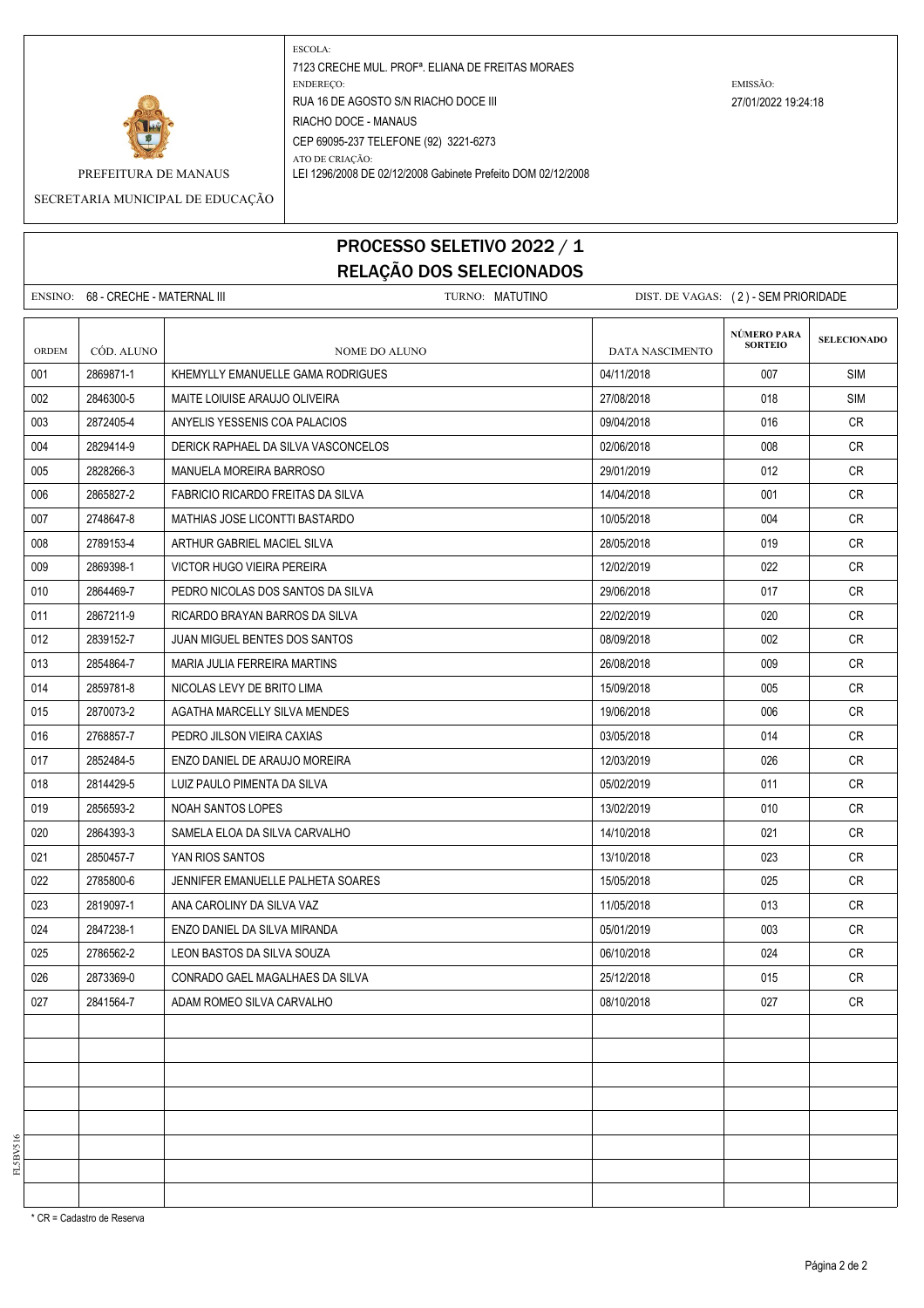PREFEITURA DE MANAUS

SECRETARIA MUNICIPAL DE EDUCAÇÃO

ESCOLA:
7123 CRECHE MUL. PROFª. ELIANA DE FREITAS MORAES
ENDEREÇO:
RUA 16 DE AGOSTO S/N RIACHO DOCE III
RIACHO DOCE - MANAUS
CEP 69095-237 TELEFONE (92) 3221-6273
ATO DE CRIAÇÃO:
LEI 1296/2008 DE 02/12/2008 Gabinete Prefeito DOM 02/12/2008

EMISSÃO:
27/01/2022 19:24:18

# PROCESSO SELETIVO 2022 / 1
## RELAÇÃO DOS SELECIONADOS

ENSINO: 68 - CRECHE - MATERNAL III    TURNO: MATUTINO    DIST. DE VAGAS: ( 2 ) - SEM PRIORIDADE

| ORDEM | CÓD. ALUNO | NOME DO ALUNO | DATA NASCIMENTO | NÚMERO PARA SORTEIO | SELECIONADO |
|---|---|---|---|---|---|
| 001 | 2869871-1 | KHEMYLLY EMANUELLE GAMA RODRIGUES | 04/11/2018 | 007 | SIM |
| 002 | 2846300-5 | MAITE LOIUISE ARAUJO OLIVEIRA | 27/08/2018 | 018 | SIM |
| 003 | 2872405-4 | ANYELIS YESSENIS COA PALACIOS | 09/04/2018 | 016 | CR |
| 004 | 2829414-9 | DERICK RAPHAEL DA SILVA VASCONCELOS | 02/06/2018 | 008 | CR |
| 005 | 2828266-3 | MANUELA MOREIRA BARROSO | 29/01/2019 | 012 | CR |
| 006 | 2865827-2 | FABRICIO RICARDO FREITAS DA SILVA | 14/04/2018 | 001 | CR |
| 007 | 2748647-8 | MATHIAS JOSE LICONTTI BASTARDO | 10/05/2018 | 004 | CR |
| 008 | 2789153-4 | ARTHUR GABRIEL MACIEL SILVA | 28/05/2018 | 019 | CR |
| 009 | 2869398-1 | VICTOR HUGO VIEIRA PEREIRA | 12/02/2019 | 022 | CR |
| 010 | 2864469-7 | PEDRO NICOLAS DOS SANTOS DA SILVA | 29/06/2018 | 017 | CR |
| 011 | 2867211-9 | RICARDO BRAYAN BARROS DA SILVA | 22/02/2019 | 020 | CR |
| 012 | 2839152-7 | JUAN MIGUEL BENTES DOS SANTOS | 08/09/2018 | 002 | CR |
| 013 | 2854864-7 | MARIA JULIA FERREIRA MARTINS | 26/08/2018 | 009 | CR |
| 014 | 2859781-8 | NICOLAS LEVY DE BRITO LIMA | 15/09/2018 | 005 | CR |
| 015 | 2870073-2 | AGATHA MARCELLY SILVA MENDES | 19/06/2018 | 006 | CR |
| 016 | 2768857-7 | PEDRO JILSON VIEIRA CAXIAS | 03/05/2018 | 014 | CR |
| 017 | 2852484-5 | ENZO DANIEL DE ARAUJO MOREIRA | 12/03/2019 | 026 | CR |
| 018 | 2814429-5 | LUIZ PAULO PIMENTA DA SILVA | 05/02/2019 | 011 | CR |
| 019 | 2856593-2 | NOAH SANTOS LOPES | 13/02/2019 | 010 | CR |
| 020 | 2864393-3 | SAMELA ELOA DA SILVA CARVALHO | 14/10/2018 | 021 | CR |
| 021 | 2850457-7 | YAN RIOS SANTOS | 13/10/2018 | 023 | CR |
| 022 | 2785800-6 | JENNIFER EMANUELLE PALHETA SOARES | 15/05/2018 | 025 | CR |
| 023 | 2819097-1 | ANA CAROLINY DA SILVA VAZ | 11/05/2018 | 013 | CR |
| 024 | 2847238-1 | ENZO DANIEL DA SILVA MIRANDA | 05/01/2019 | 003 | CR |
| 025 | 2786562-2 | LEON BASTOS DA SILVA SOUZA | 06/10/2018 | 024 | CR |
| 026 | 2873369-0 | CONRADO GAEL MAGALHAES DA SILVA | 25/12/2018 | 015 | CR |
| 027 | 2841564-7 | ADAM ROMEO SILVA CARVALHO | 08/10/2018 | 027 | CR |

* CR = Cadastro de Reserva